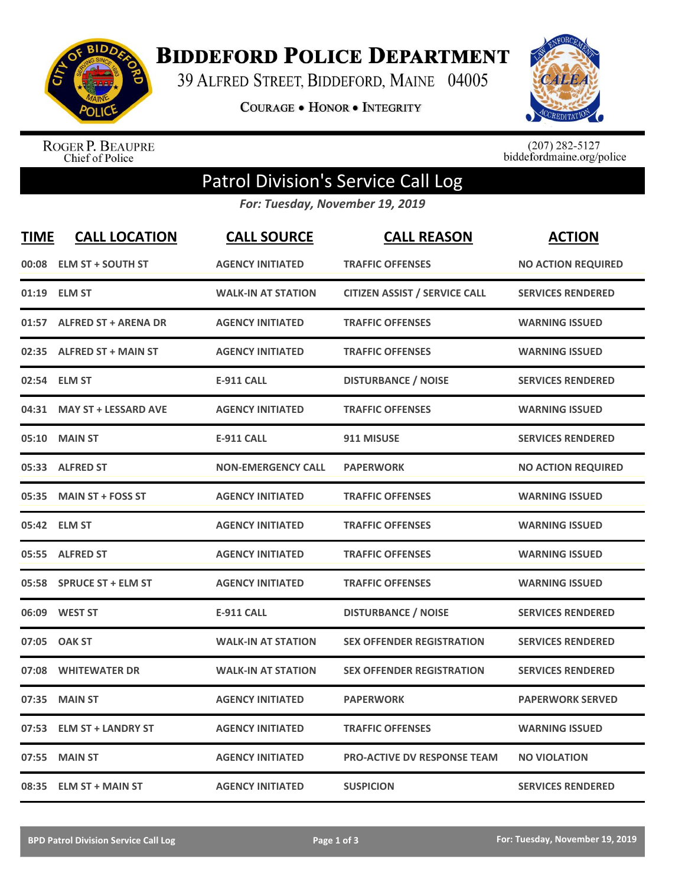# BIDDEFORD POLICE DEPARTMENT

39 ALFRED STREET, BIDDEFORD, MAINE 04005

COURAGE • HONOR • INTEGRITY

ROGER P. BEAUPRE
Chief of Police

(207) 282-5127
biddefordmaine.org/police

## Patrol Division's Service Call Log

*For: Tuesday, November 19, 2019*

| TIME | CALL LOCATION | CALL SOURCE | CALL REASON | ACTION |
|---|---|---|---|---|
| 00:08 | ELM ST + SOUTH ST | AGENCY INITIATED | TRAFFIC OFFENSES | NO ACTION REQUIRED |
| 01:19 | ELM ST | WALK-IN AT STATION | CITIZEN ASSIST / SERVICE CALL | SERVICES RENDERED |
| 01:57 | ALFRED ST + ARENA DR | AGENCY INITIATED | TRAFFIC OFFENSES | WARNING ISSUED |
| 02:35 | ALFRED ST + MAIN ST | AGENCY INITIATED | TRAFFIC OFFENSES | WARNING ISSUED |
| 02:54 | ELM ST | E-911 CALL | DISTURBANCE / NOISE | SERVICES RENDERED |
| 04:31 | MAY ST + LESSARD AVE | AGENCY INITIATED | TRAFFIC OFFENSES | WARNING ISSUED |
| 05:10 | MAIN ST | E-911 CALL | 911 MISUSE | SERVICES RENDERED |
| 05:33 | ALFRED ST | NON-EMERGENCY CALL | PAPERWORK | NO ACTION REQUIRED |
| 05:35 | MAIN ST + FOSS ST | AGENCY INITIATED | TRAFFIC OFFENSES | WARNING ISSUED |
| 05:42 | ELM ST | AGENCY INITIATED | TRAFFIC OFFENSES | WARNING ISSUED |
| 05:55 | ALFRED ST | AGENCY INITIATED | TRAFFIC OFFENSES | WARNING ISSUED |
| 05:58 | SPRUCE ST + ELM ST | AGENCY INITIATED | TRAFFIC OFFENSES | WARNING ISSUED |
| 06:09 | WEST ST | E-911 CALL | DISTURBANCE / NOISE | SERVICES RENDERED |
| 07:05 | OAK ST | WALK-IN AT STATION | SEX OFFENDER REGISTRATION | SERVICES RENDERED |
| 07:08 | WHITEWATER DR | WALK-IN AT STATION | SEX OFFENDER REGISTRATION | SERVICES RENDERED |
| 07:35 | MAIN ST | AGENCY INITIATED | PAPERWORK | PAPERWORK SERVED |
| 07:53 | ELM ST + LANDRY ST | AGENCY INITIATED | TRAFFIC OFFENSES | WARNING ISSUED |
| 07:55 | MAIN ST | AGENCY INITIATED | PRO-ACTIVE DV RESPONSE TEAM | NO VIOLATION |
| 08:35 | ELM ST + MAIN ST | AGENCY INITIATED | SUSPICION | SERVICES RENDERED |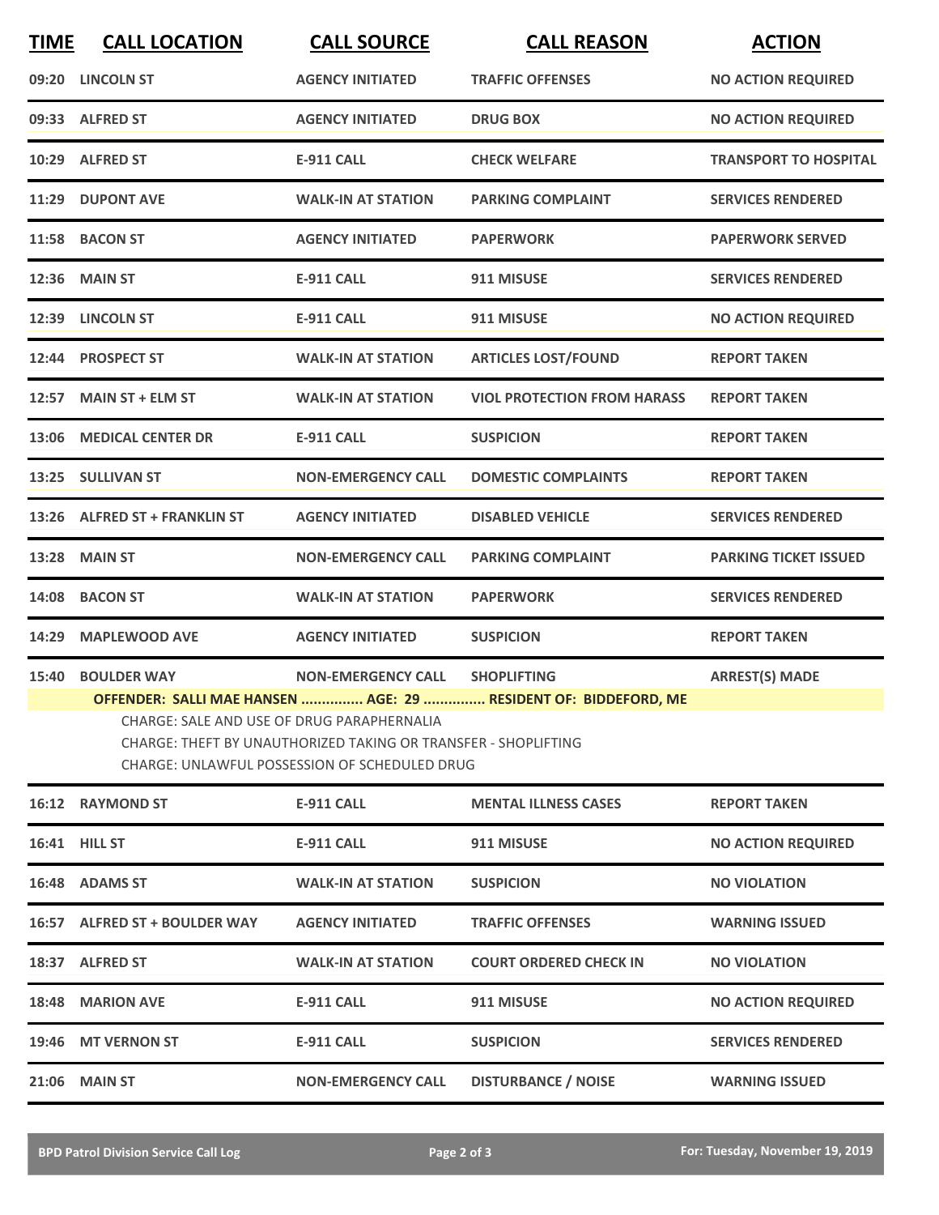| TIME | CALL LOCATION | CALL SOURCE | CALL REASON | ACTION |
|---|---|---|---|---|
| 09:20 | LINCOLN ST | AGENCY INITIATED | TRAFFIC OFFENSES | NO ACTION REQUIRED |
| 09:33 | ALFRED ST | AGENCY INITIATED | DRUG BOX | NO ACTION REQUIRED |
| 10:29 | ALFRED ST | E-911 CALL | CHECK WELFARE | TRANSPORT TO HOSPITAL |
| 11:29 | DUPONT AVE | WALK-IN AT STATION | PARKING COMPLAINT | SERVICES RENDERED |
| 11:58 | BACON ST | AGENCY INITIATED | PAPERWORK | PAPERWORK SERVED |
| 12:36 | MAIN ST | E-911 CALL | 911 MISUSE | SERVICES RENDERED |
| 12:39 | LINCOLN ST | E-911 CALL | 911 MISUSE | NO ACTION REQUIRED |
| 12:44 | PROSPECT ST | WALK-IN AT STATION | ARTICLES LOST/FOUND | REPORT TAKEN |
| 12:57 | MAIN ST + ELM ST | WALK-IN AT STATION | VIOL PROTECTION FROM HARASS | REPORT TAKEN |
| 13:06 | MEDICAL CENTER DR | E-911 CALL | SUSPICION | REPORT TAKEN |
| 13:25 | SULLIVAN ST | NON-EMERGENCY CALL | DOMESTIC COMPLAINTS | REPORT TAKEN |
| 13:26 | ALFRED ST + FRANKLIN ST | AGENCY INITIATED | DISABLED VEHICLE | SERVICES RENDERED |
| 13:28 | MAIN ST | NON-EMERGENCY CALL | PARKING COMPLAINT | PARKING TICKET ISSUED |
| 14:08 | BACON ST | WALK-IN AT STATION | PAPERWORK | SERVICES RENDERED |
| 14:29 | MAPLEWOOD AVE | AGENCY INITIATED | SUSPICION | REPORT TAKEN |
| 15:40 | BOULDER WAY | NON-EMERGENCY CALL | SHOPLIFTING | ARREST(S) MADE |

**OFFENDER: SALLI MAE HANSEN ............... AGE: 29 ............... RESIDENT OF: BIDDEFORD, ME**

CHARGE: SALE AND USE OF DRUG PARAPHERNALIA
CHARGE: THEFT BY UNAUTHORIZED TAKING OR TRANSFER - SHOPLIFTING
CHARGE: UNLAWFUL POSSESSION OF SCHEDULED DRUG

| TIME | CALL LOCATION | CALL SOURCE | CALL REASON | ACTION |
|---|---|---|---|---|
| 16:12 | RAYMOND ST | E-911 CALL | MENTAL ILLNESS CASES | REPORT TAKEN |
| 16:41 | HILL ST | E-911 CALL | 911 MISUSE | NO ACTION REQUIRED |
| 16:48 | ADAMS ST | WALK-IN AT STATION | SUSPICION | NO VIOLATION |
| 16:57 | ALFRED ST + BOULDER WAY | AGENCY INITIATED | TRAFFIC OFFENSES | WARNING ISSUED |
| 18:37 | ALFRED ST | WALK-IN AT STATION | COURT ORDERED CHECK IN | NO VIOLATION |
| 18:48 | MARION AVE | E-911 CALL | 911 MISUSE | NO ACTION REQUIRED |
| 19:46 | MT VERNON ST | E-911 CALL | SUSPICION | SERVICES RENDERED |
| 21:06 | MAIN ST | NON-EMERGENCY CALL | DISTURBANCE / NOISE | WARNING ISSUED |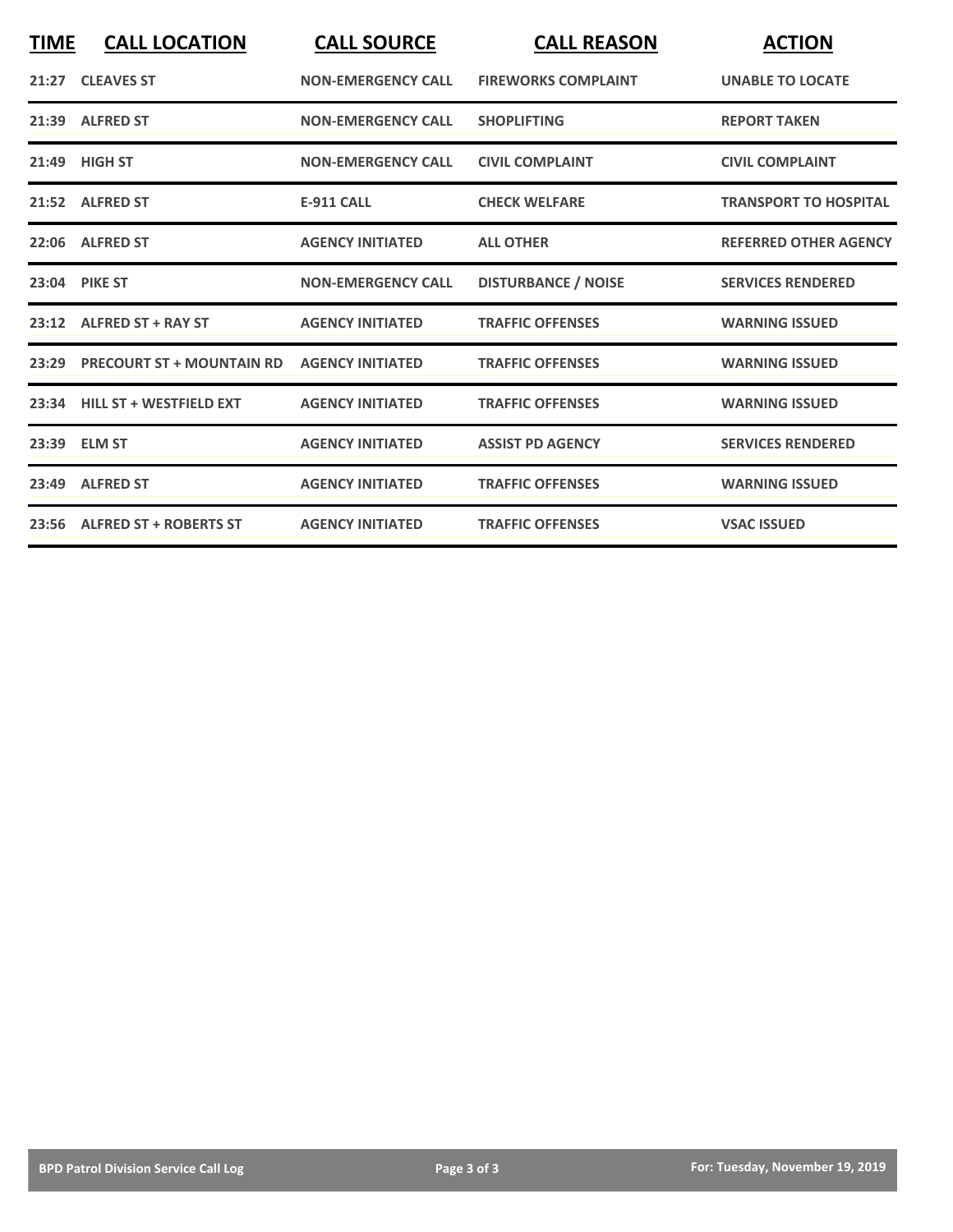| TIME | CALL LOCATION | CALL SOURCE | CALL REASON | ACTION |
|---|---|---|---|---|
| 21:27 | CLEAVES ST | NON-EMERGENCY CALL | FIREWORKS COMPLAINT | UNABLE TO LOCATE |
| 21:39 | ALFRED ST | NON-EMERGENCY CALL | SHOPLIFTING | REPORT TAKEN |
| 21:49 | HIGH ST | NON-EMERGENCY CALL | CIVIL COMPLAINT | CIVIL COMPLAINT |
| 21:52 | ALFRED ST | E-911 CALL | CHECK WELFARE | TRANSPORT TO HOSPITAL |
| 22:06 | ALFRED ST | AGENCY INITIATED | ALL OTHER | REFERRED OTHER AGENCY |
| 23:04 | PIKE ST | NON-EMERGENCY CALL | DISTURBANCE / NOISE | SERVICES RENDERED |
| 23:12 | ALFRED ST + RAY ST | AGENCY INITIATED | TRAFFIC OFFENSES | WARNING ISSUED |
| 23:29 | PRECOURT ST + MOUNTAIN RD | AGENCY INITIATED | TRAFFIC OFFENSES | WARNING ISSUED |
| 23:34 | HILL ST + WESTFIELD EXT | AGENCY INITIATED | TRAFFIC OFFENSES | WARNING ISSUED |
| 23:39 | ELM ST | AGENCY INITIATED | ASSIST PD AGENCY | SERVICES RENDERED |
| 23:49 | ALFRED ST | AGENCY INITIATED | TRAFFIC OFFENSES | WARNING ISSUED |
| 23:56 | ALFRED ST + ROBERTS ST | AGENCY INITIATED | TRAFFIC OFFENSES | VSAC ISSUED |